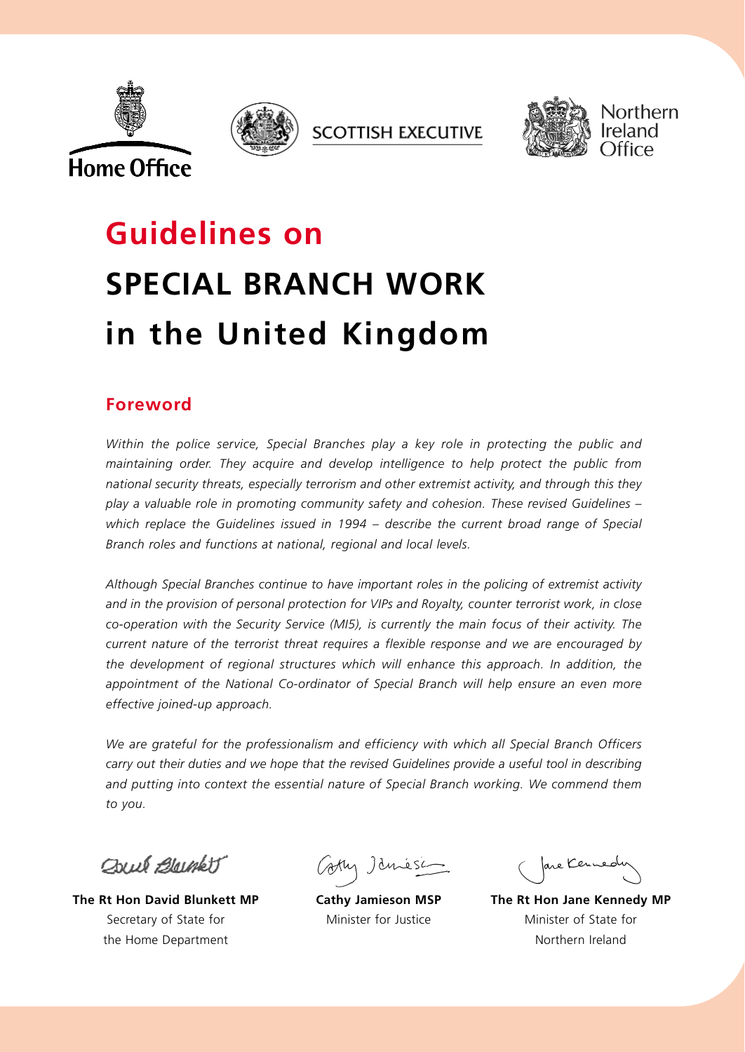Home Office

SCOTTISH EXECUTIVE

Northern Ireland Office

# Guidelines on SPECIAL BRANCH WORK in the United Kingdom

## Foreword

*Within the police service, Special Branches play a key role in protecting the public and maintaining order. They acquire and develop intelligence to help protect the public from national security threats, especially terrorism and other extremist activity, and through this they play a valuable role in promoting community safety and cohesion. These revised Guidelines – which replace the Guidelines issued in 1994 – describe the current broad range of Special Branch roles and functions at national, regional and local levels.*

*Although Special Branches continue to have important roles in the policing of extremist activity and in the provision of personal protection for VIPs and Royalty, counter terrorist work, in close co-operation with the Security Service (MI5), is currently the main focus of their activity. The current nature of the terrorist threat requires a flexible response and we are encouraged by the development of regional structures which will enhance this approach. In addition, the appointment of the National Co-ordinator of Special Branch will help ensure an even more effective joined-up approach.*

*We are grateful for the professionalism and efficiency with which all Special Branch Officers carry out their duties and we hope that the revised Guidelines provide a useful tool in describing and putting into context the essential nature of Special Branch working. We commend them to you.*

**The Rt Hon David Blunkett MP**
Secretary of State for the Home Department

**Cathy Jamieson MSP**
Minister for Justice

**The Rt Hon Jane Kennedy MP**
Minister of State for Northern Ireland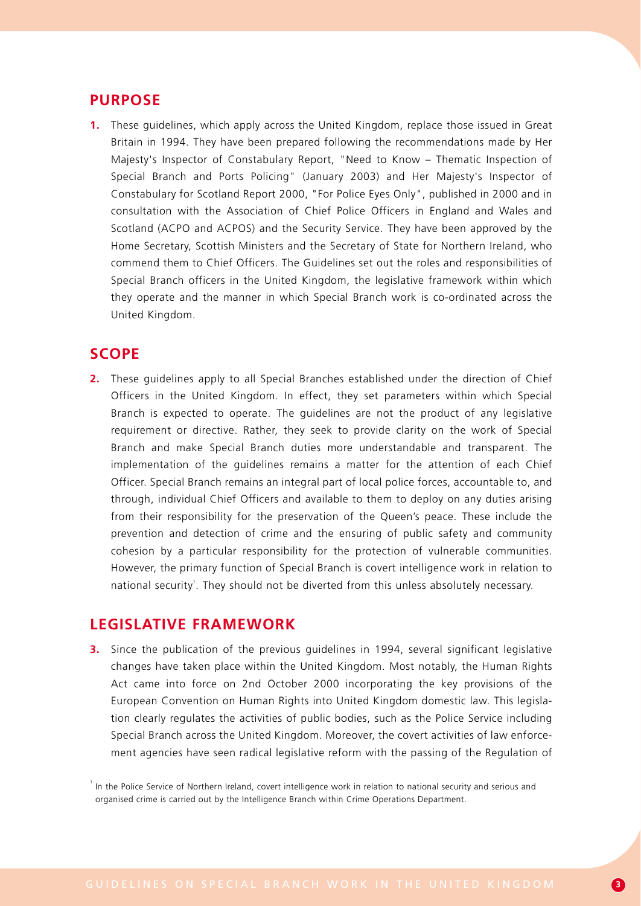## PURPOSE

**1.** These guidelines, which apply across the United Kingdom, replace those issued in Great Britain in 1994. They have been prepared following the recommendations made by Her Majesty's Inspector of Constabulary Report, "Need to Know – Thematic Inspection of Special Branch and Ports Policing" (January 2003) and Her Majesty's Inspector of Constabulary for Scotland Report 2000, "For Police Eyes Only", published in 2000 and in consultation with the Association of Chief Police Officers in England and Wales and Scotland (ACPO and ACPOS) and the Security Service. They have been approved by the Home Secretary, Scottish Ministers and the Secretary of State for Northern Ireland, who commend them to Chief Officers. The Guidelines set out the roles and responsibilities of Special Branch officers in the United Kingdom, the legislative framework within which they operate and the manner in which Special Branch work is co-ordinated across the United Kingdom.

## SCOPE

**2.** These guidelines apply to all Special Branches established under the direction of Chief Officers in the United Kingdom. In effect, they set parameters within which Special Branch is expected to operate. The guidelines are not the product of any legislative requirement or directive. Rather, they seek to provide clarity on the work of Special Branch and make Special Branch duties more understandable and transparent. The implementation of the guidelines remains a matter for the attention of each Chief Officer. Special Branch remains an integral part of local police forces, accountable to, and through, individual Chief Officers and available to them to deploy on any duties arising from their responsibility for the preservation of the Queen's peace. These include the prevention and detection of crime and the ensuring of public safety and community cohesion by a particular responsibility for the protection of vulnerable communities. However, the primary function of Special Branch is covert intelligence work in relation to national security[1]. They should not be diverted from this unless absolutely necessary.

## LEGISLATIVE FRAMEWORK

**3.** Since the publication of the previous guidelines in 1994, several significant legislative changes have taken place within the United Kingdom. Most notably, the Human Rights Act came into force on 2nd October 2000 incorporating the key provisions of the European Convention on Human Rights into United Kingdom domestic law. This legislation clearly regulates the activities of public bodies, such as the Police Service including Special Branch across the United Kingdom. Moreover, the covert activities of law enforcement agencies have seen radical legislative reform with the passing of the Regulation of

[1] In the Police Service of Northern Ireland, covert intelligence work in relation to national security and serious and organised crime is carried out by the Intelligence Branch within Crime Operations Department.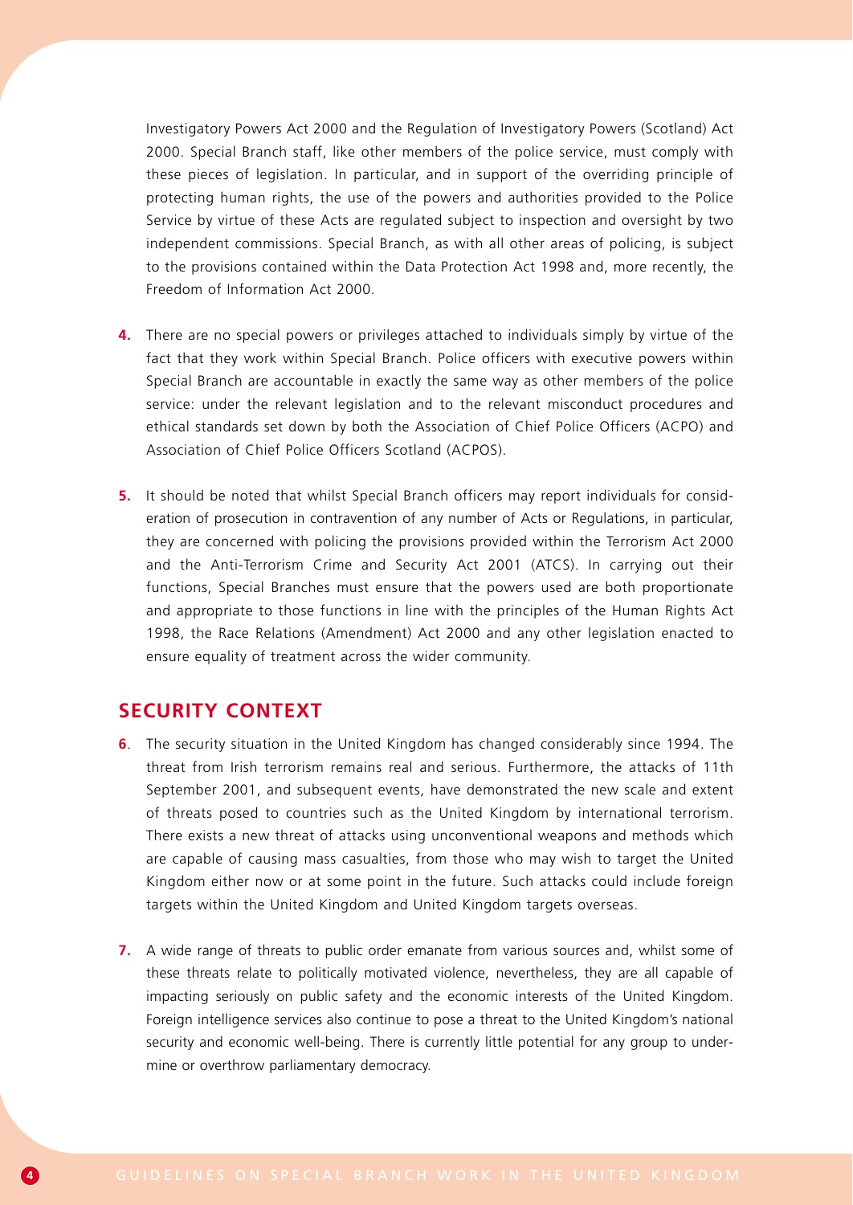Investigatory Powers Act 2000 and the Regulation of Investigatory Powers (Scotland) Act 2000. Special Branch staff, like other members of the police service, must comply with these pieces of legislation. In particular, and in support of the overriding principle of protecting human rights, the use of the powers and authorities provided to the Police Service by virtue of these Acts are regulated subject to inspection and oversight by two independent commissions. Special Branch, as with all other areas of policing, is subject to the provisions contained within the Data Protection Act 1998 and, more recently, the Freedom of Information Act 2000.

**4.** There are no special powers or privileges attached to individuals simply by virtue of the fact that they work within Special Branch. Police officers with executive powers within Special Branch are accountable in exactly the same way as other members of the police service: under the relevant legislation and to the relevant misconduct procedures and ethical standards set down by both the Association of Chief Police Officers (ACPO) and Association of Chief Police Officers Scotland (ACPOS).

**5.** It should be noted that whilst Special Branch officers may report individuals for consideration of prosecution in contravention of any number of Acts or Regulations, in particular, they are concerned with policing the provisions provided within the Terrorism Act 2000 and the Anti-Terrorism Crime and Security Act 2001 (ATCS). In carrying out their functions, Special Branches must ensure that the powers used are both proportionate and appropriate to those functions in line with the principles of the Human Rights Act 1998, the Race Relations (Amendment) Act 2000 and any other legislation enacted to ensure equality of treatment across the wider community.

## SECURITY CONTEXT

**6**. The security situation in the United Kingdom has changed considerably since 1994. The threat from Irish terrorism remains real and serious. Furthermore, the attacks of 11th September 2001, and subsequent events, have demonstrated the new scale and extent of threats posed to countries such as the United Kingdom by international terrorism. There exists a new threat of attacks using unconventional weapons and methods which are capable of causing mass casualties, from those who may wish to target the United Kingdom either now or at some point in the future. Such attacks could include foreign targets within the United Kingdom and United Kingdom targets overseas.

**7.** A wide range of threats to public order emanate from various sources and, whilst some of these threats relate to politically motivated violence, nevertheless, they are all capable of impacting seriously on public safety and the economic interests of the United Kingdom. Foreign intelligence services also continue to pose a threat to the United Kingdom's national security and economic well-being. There is currently little potential for any group to undermine or overthrow parliamentary democracy.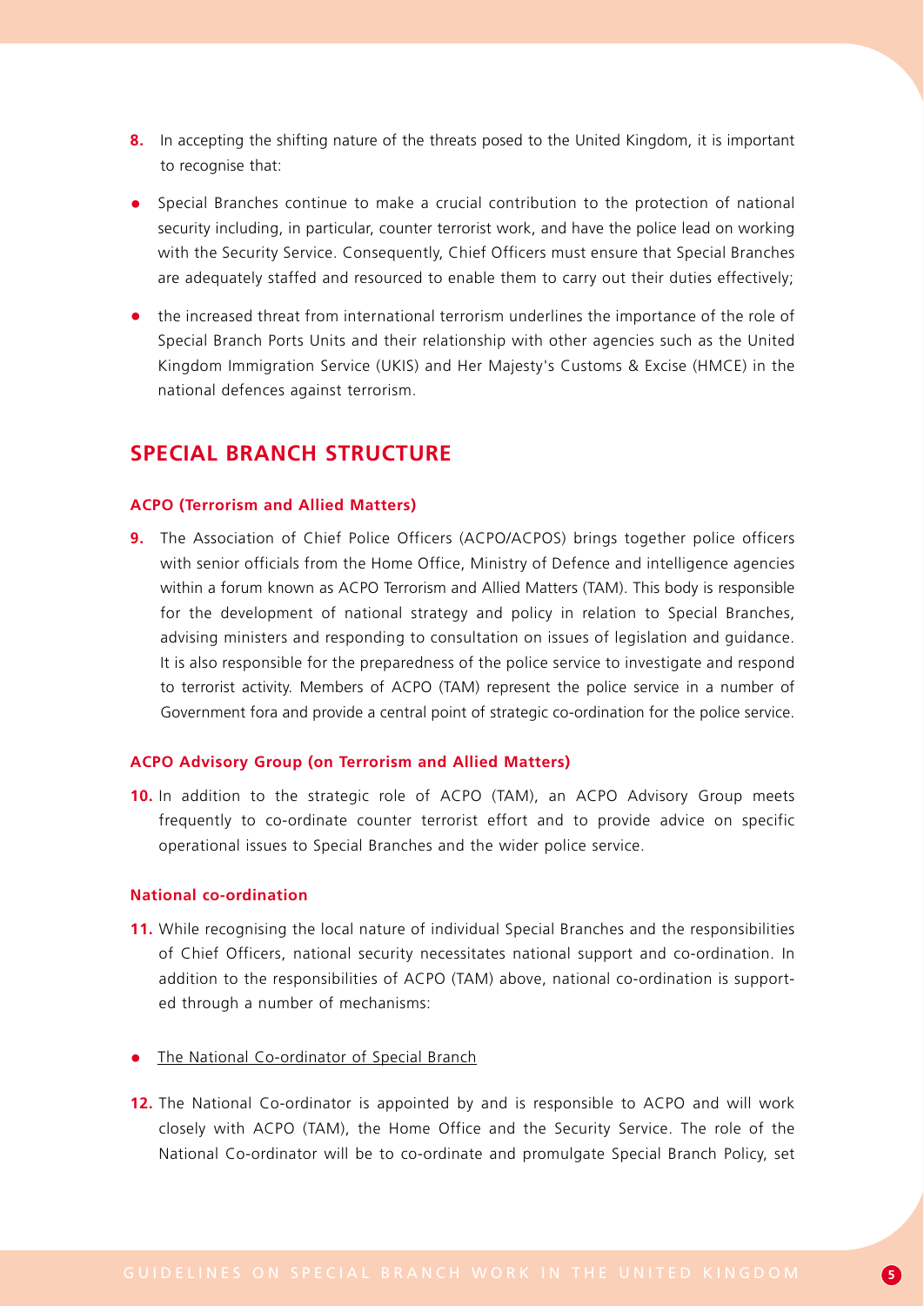**8.** In accepting the shifting nature of the threats posed to the United Kingdom, it is important to recognise that:

- Special Branches continue to make a crucial contribution to the protection of national security including, in particular, counter terrorist work, and have the police lead on working with the Security Service. Consequently, Chief Officers must ensure that Special Branches are adequately staffed and resourced to enable them to carry out their duties effectively;
- the increased threat from international terrorism underlines the importance of the role of Special Branch Ports Units and their relationship with other agencies such as the United Kingdom Immigration Service (UKIS) and Her Majesty's Customs & Excise (HMCE) in the national defences against terrorism.

## SPECIAL BRANCH STRUCTURE

### ACPO (Terrorism and Allied Matters)

**9.** The Association of Chief Police Officers (ACPO/ACPOS) brings together police officers with senior officials from the Home Office, Ministry of Defence and intelligence agencies within a forum known as ACPO Terrorism and Allied Matters (TAM). This body is responsible for the development of national strategy and policy in relation to Special Branches, advising ministers and responding to consultation on issues of legislation and guidance. It is also responsible for the preparedness of the police service to investigate and respond to terrorist activity. Members of ACPO (TAM) represent the police service in a number of Government fora and provide a central point of strategic co-ordination for the police service.

### ACPO Advisory Group (on Terrorism and Allied Matters)

**10.** In addition to the strategic role of ACPO (TAM), an ACPO Advisory Group meets frequently to co-ordinate counter terrorist effort and to provide advice on specific operational issues to Special Branches and the wider police service.

### National co-ordination

**11.** While recognising the local nature of individual Special Branches and the responsibilities of Chief Officers, national security necessitates national support and co-ordination. In addition to the responsibilities of ACPO (TAM) above, national co-ordination is supported through a number of mechanisms:

- The National Co-ordinator of Special Branch

**12.** The National Co-ordinator is appointed by and is responsible to ACPO and will work closely with ACPO (TAM), the Home Office and the Security Service. The role of the National Co-ordinator will be to co-ordinate and promulgate Special Branch Policy, set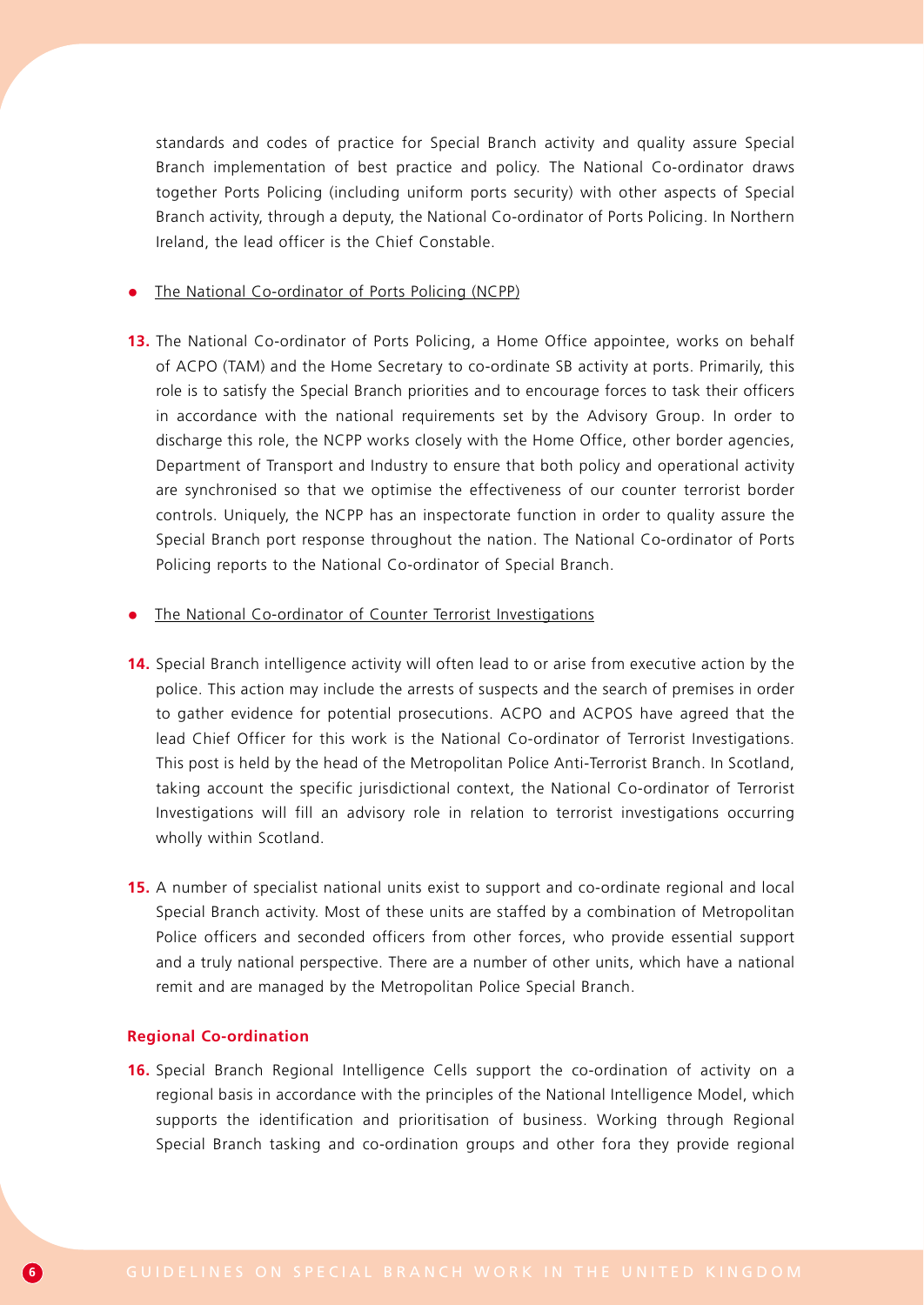standards and codes of practice for Special Branch activity and quality assure Special Branch implementation of best practice and policy. The National Co-ordinator draws together Ports Policing (including uniform ports security) with other aspects of Special Branch activity, through a deputy, the National Co-ordinator of Ports Policing. In Northern Ireland, the lead officer is the Chief Constable.

- <u>The National Co-ordinator of Ports Policing (NCPP)</u>

**13.** The National Co-ordinator of Ports Policing, a Home Office appointee, works on behalf of ACPO (TAM) and the Home Secretary to co-ordinate SB activity at ports. Primarily, this role is to satisfy the Special Branch priorities and to encourage forces to task their officers in accordance with the national requirements set by the Advisory Group. In order to discharge this role, the NCPP works closely with the Home Office, other border agencies, Department of Transport and Industry to ensure that both policy and operational activity are synchronised so that we optimise the effectiveness of our counter terrorist border controls. Uniquely, the NCPP has an inspectorate function in order to quality assure the Special Branch port response throughout the nation. The National Co-ordinator of Ports Policing reports to the National Co-ordinator of Special Branch.

- <u>The National Co-ordinator of Counter Terrorist Investigations</u>

**14.** Special Branch intelligence activity will often lead to or arise from executive action by the police. This action may include the arrests of suspects and the search of premises in order to gather evidence for potential prosecutions. ACPO and ACPOS have agreed that the lead Chief Officer for this work is the National Co-ordinator of Terrorist Investigations. This post is held by the head of the Metropolitan Police Anti-Terrorist Branch. In Scotland, taking account the specific jurisdictional context, the National Co-ordinator of Terrorist Investigations will fill an advisory role in relation to terrorist investigations occurring wholly within Scotland.

**15.** A number of specialist national units exist to support and co-ordinate regional and local Special Branch activity. Most of these units are staffed by a combination of Metropolitan Police officers and seconded officers from other forces, who provide essential support and a truly national perspective. There are a number of other units, which have a national remit and are managed by the Metropolitan Police Special Branch.

### Regional Co-ordination

**16.** Special Branch Regional Intelligence Cells support the co-ordination of activity on a regional basis in accordance with the principles of the National Intelligence Model, which supports the identification and prioritisation of business. Working through Regional Special Branch tasking and co-ordination groups and other fora they provide regional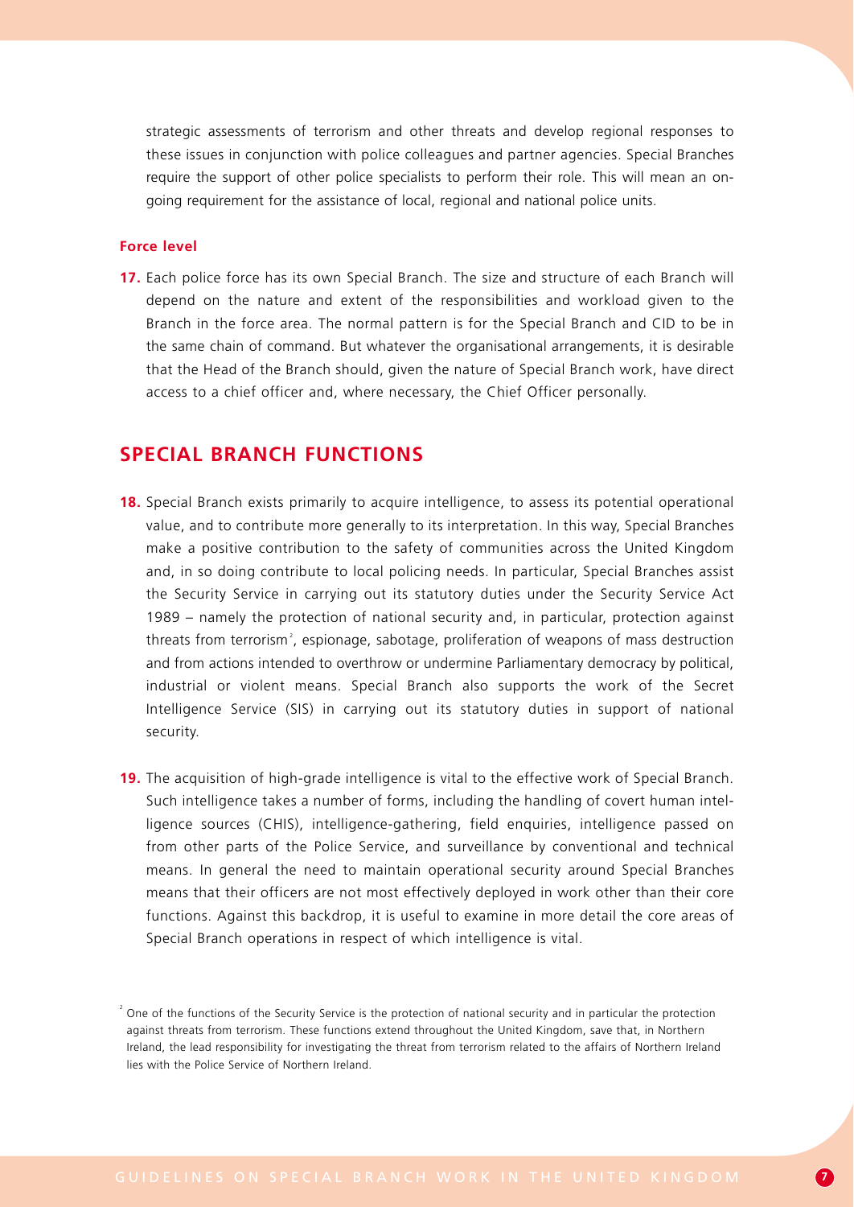strategic assessments of terrorism and other threats and develop regional responses to these issues in conjunction with police colleagues and partner agencies. Special Branches require the support of other police specialists to perform their role. This will mean an on-going requirement for the assistance of local, regional and national police units.

### Force level

**17.** Each police force has its own Special Branch. The size and structure of each Branch will depend on the nature and extent of the responsibilities and workload given to the Branch in the force area. The normal pattern is for the Special Branch and CID to be in the same chain of command. But whatever the organisational arrangements, it is desirable that the Head of the Branch should, given the nature of Special Branch work, have direct access to a chief officer and, where necessary, the Chief Officer personally.

## SPECIAL BRANCH FUNCTIONS

**18.** Special Branch exists primarily to acquire intelligence, to assess its potential operational value, and to contribute more generally to its interpretation. In this way, Special Branches make a positive contribution to the safety of communities across the United Kingdom and, in so doing contribute to local policing needs. In particular, Special Branches assist the Security Service in carrying out its statutory duties under the Security Service Act 1989 – namely the protection of national security and, in particular, protection against threats from terrorism[2], espionage, sabotage, proliferation of weapons of mass destruction and from actions intended to overthrow or undermine Parliamentary democracy by political, industrial or violent means. Special Branch also supports the work of the Secret Intelligence Service (SIS) in carrying out its statutory duties in support of national security.

**19.** The acquisition of high-grade intelligence is vital to the effective work of Special Branch. Such intelligence takes a number of forms, including the handling of covert human intelligence sources (CHIS), intelligence-gathering, field enquiries, intelligence passed on from other parts of the Police Service, and surveillance by conventional and technical means. In general the need to maintain operational security around Special Branches means that their officers are not most effectively deployed in work other than their core functions. Against this backdrop, it is useful to examine in more detail the core areas of Special Branch operations in respect of which intelligence is vital.

[2] One of the functions of the Security Service is the protection of national security and in particular the protection against threats from terrorism. These functions extend throughout the United Kingdom, save that, in Northern Ireland, the lead responsibility for investigating the threat from terrorism related to the affairs of Northern Ireland lies with the Police Service of Northern Ireland.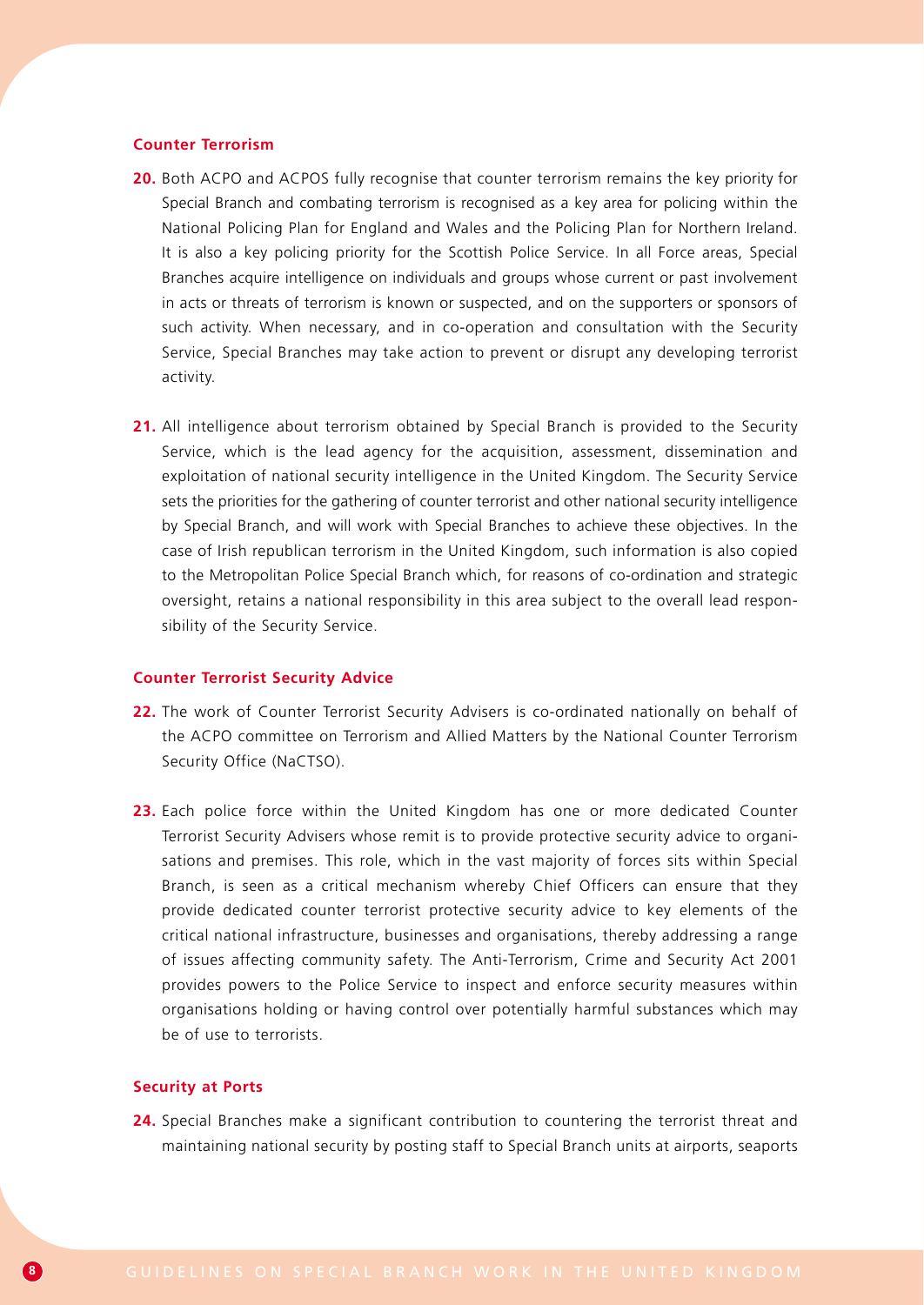### Counter Terrorism

**20.** Both ACPO and ACPOS fully recognise that counter terrorism remains the key priority for Special Branch and combating terrorism is recognised as a key area for policing within the National Policing Plan for England and Wales and the Policing Plan for Northern Ireland. It is also a key policing priority for the Scottish Police Service. In all Force areas, Special Branches acquire intelligence on individuals and groups whose current or past involvement in acts or threats of terrorism is known or suspected, and on the supporters or sponsors of such activity. When necessary, and in co-operation and consultation with the Security Service, Special Branches may take action to prevent or disrupt any developing terrorist activity.

**21.** All intelligence about terrorism obtained by Special Branch is provided to the Security Service, which is the lead agency for the acquisition, assessment, dissemination and exploitation of national security intelligence in the United Kingdom. The Security Service sets the priorities for the gathering of counter terrorist and other national security intelligence by Special Branch, and will work with Special Branches to achieve these objectives. In the case of Irish republican terrorism in the United Kingdom, such information is also copied to the Metropolitan Police Special Branch which, for reasons of co-ordination and strategic oversight, retains a national responsibility in this area subject to the overall lead responsibility of the Security Service.

### Counter Terrorist Security Advice

**22.** The work of Counter Terrorist Security Advisers is co-ordinated nationally on behalf of the ACPO committee on Terrorism and Allied Matters by the National Counter Terrorism Security Office (NaCTSO).

**23.** Each police force within the United Kingdom has one or more dedicated Counter Terrorist Security Advisers whose remit is to provide protective security advice to organisations and premises. This role, which in the vast majority of forces sits within Special Branch, is seen as a critical mechanism whereby Chief Officers can ensure that they provide dedicated counter terrorist protective security advice to key elements of the critical national infrastructure, businesses and organisations, thereby addressing a range of issues affecting community safety. The Anti-Terrorism, Crime and Security Act 2001 provides powers to the Police Service to inspect and enforce security measures within organisations holding or having control over potentially harmful substances which may be of use to terrorists.

### Security at Ports

**24.** Special Branches make a significant contribution to countering the terrorist threat and maintaining national security by posting staff to Special Branch units at airports, seaports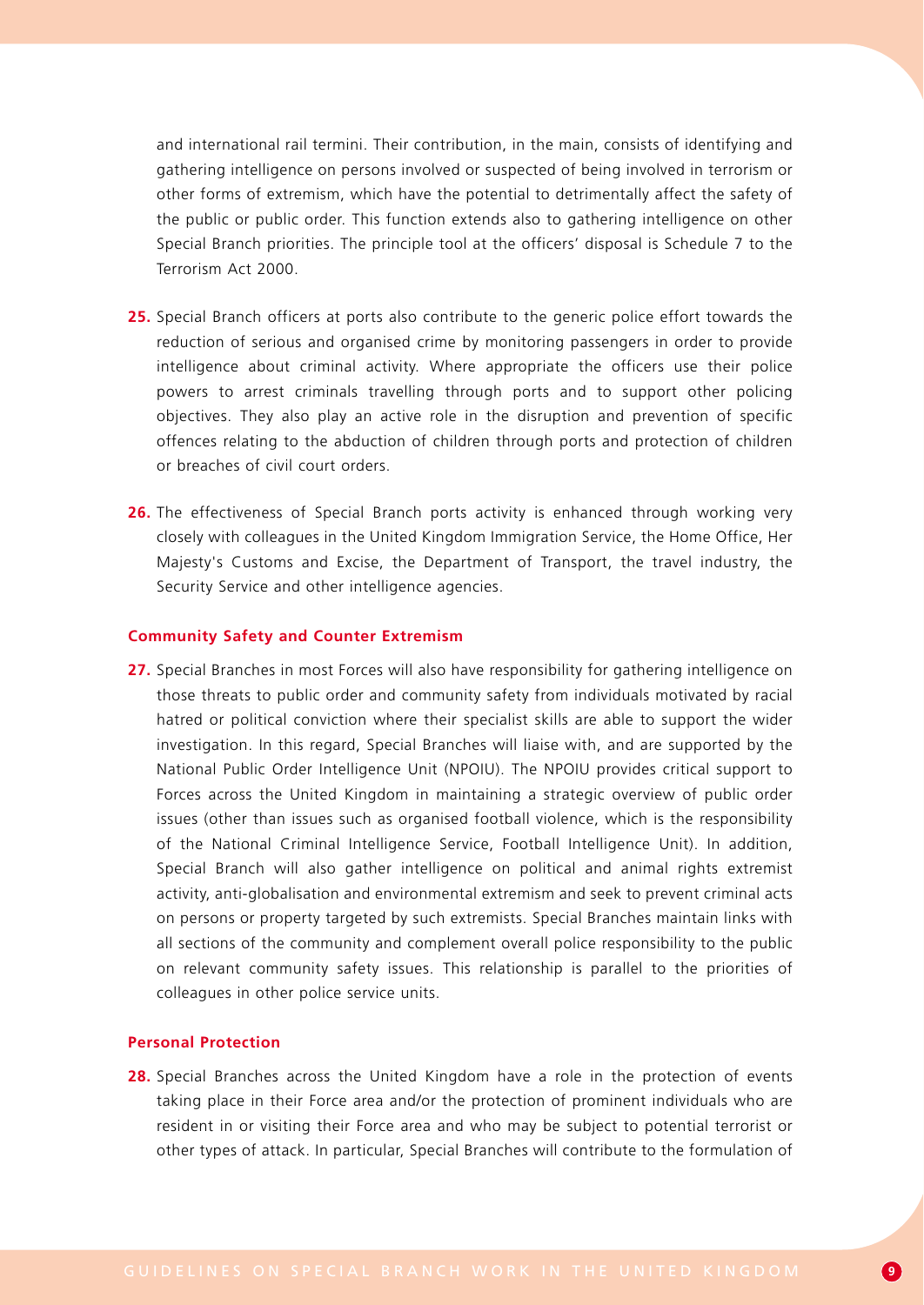and international rail termini. Their contribution, in the main, consists of identifying and gathering intelligence on persons involved or suspected of being involved in terrorism or other forms of extremism, which have the potential to detrimentally affect the safety of the public or public order. This function extends also to gathering intelligence on other Special Branch priorities. The principle tool at the officers' disposal is Schedule 7 to the Terrorism Act 2000.

**25.** Special Branch officers at ports also contribute to the generic police effort towards the reduction of serious and organised crime by monitoring passengers in order to provide intelligence about criminal activity. Where appropriate the officers use their police powers to arrest criminals travelling through ports and to support other policing objectives. They also play an active role in the disruption and prevention of specific offences relating to the abduction of children through ports and protection of children or breaches of civil court orders.

**26.** The effectiveness of Special Branch ports activity is enhanced through working very closely with colleagues in the United Kingdom Immigration Service, the Home Office, Her Majesty's Customs and Excise, the Department of Transport, the travel industry, the Security Service and other intelligence agencies.

### Community Safety and Counter Extremism

**27.** Special Branches in most Forces will also have responsibility for gathering intelligence on those threats to public order and community safety from individuals motivated by racial hatred or political conviction where their specialist skills are able to support the wider investigation. In this regard, Special Branches will liaise with, and are supported by the National Public Order Intelligence Unit (NPOIU). The NPOIU provides critical support to Forces across the United Kingdom in maintaining a strategic overview of public order issues (other than issues such as organised football violence, which is the responsibility of the National Criminal Intelligence Service, Football Intelligence Unit). In addition, Special Branch will also gather intelligence on political and animal rights extremist activity, anti-globalisation and environmental extremism and seek to prevent criminal acts on persons or property targeted by such extremists. Special Branches maintain links with all sections of the community and complement overall police responsibility to the public on relevant community safety issues. This relationship is parallel to the priorities of colleagues in other police service units.

### Personal Protection

**28.** Special Branches across the United Kingdom have a role in the protection of events taking place in their Force area and/or the protection of prominent individuals who are resident in or visiting their Force area and who may be subject to potential terrorist or other types of attack. In particular, Special Branches will contribute to the formulation of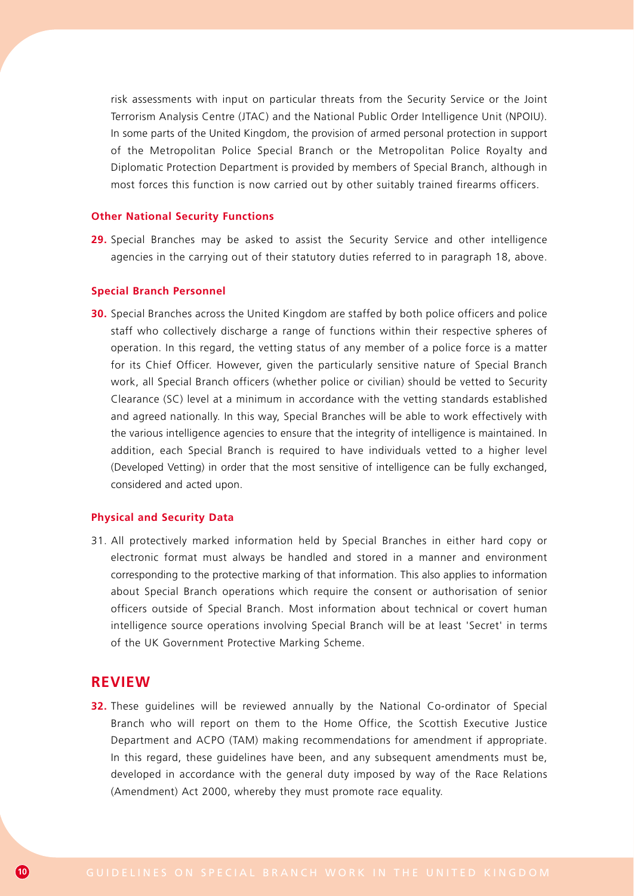risk assessments with input on particular threats from the Security Service or the Joint Terrorism Analysis Centre (JTAC) and the National Public Order Intelligence Unit (NPOIU). In some parts of the United Kingdom, the provision of armed personal protection in support of the Metropolitan Police Special Branch or the Metropolitan Police Royalty and Diplomatic Protection Department is provided by members of Special Branch, although in most forces this function is now carried out by other suitably trained firearms officers.

#### Other National Security Functions

**29.** Special Branches may be asked to assist the Security Service and other intelligence agencies in the carrying out of their statutory duties referred to in paragraph 18, above.

#### Special Branch Personnel

**30.** Special Branches across the United Kingdom are staffed by both police officers and police staff who collectively discharge a range of functions within their respective spheres of operation. In this regard, the vetting status of any member of a police force is a matter for its Chief Officer. However, given the particularly sensitive nature of Special Branch work, all Special Branch officers (whether police or civilian) should be vetted to Security Clearance (SC) level at a minimum in accordance with the vetting standards established and agreed nationally. In this way, Special Branches will be able to work effectively with the various intelligence agencies to ensure that the integrity of intelligence is maintained. In addition, each Special Branch is required to have individuals vetted to a higher level (Developed Vetting) in order that the most sensitive of intelligence can be fully exchanged, considered and acted upon.

#### Physical and Security Data

31. All protectively marked information held by Special Branches in either hard copy or electronic format must always be handled and stored in a manner and environment corresponding to the protective marking of that information. This also applies to information about Special Branch operations which require the consent or authorisation of senior officers outside of Special Branch. Most information about technical or covert human intelligence source operations involving Special Branch will be at least 'Secret' in terms of the UK Government Protective Marking Scheme.

## REVIEW

**32.** These guidelines will be reviewed annually by the National Co-ordinator of Special Branch who will report on them to the Home Office, the Scottish Executive Justice Department and ACPO (TAM) making recommendations for amendment if appropriate. In this regard, these guidelines have been, and any subsequent amendments must be, developed in accordance with the general duty imposed by way of the Race Relations (Amendment) Act 2000, whereby they must promote race equality.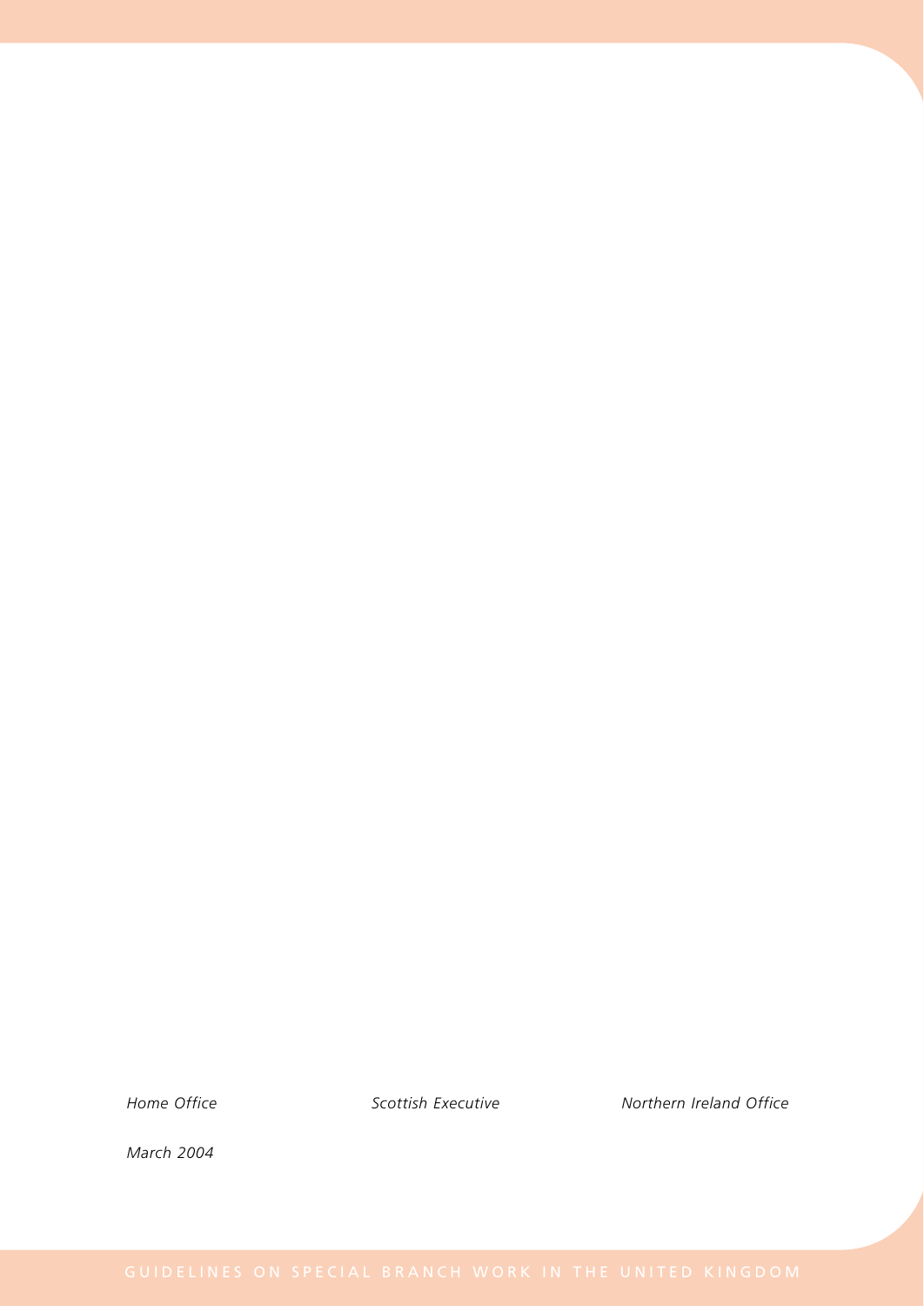*Home Office* *Scottish Executive* *Northern Ireland Office*

*March 2004*